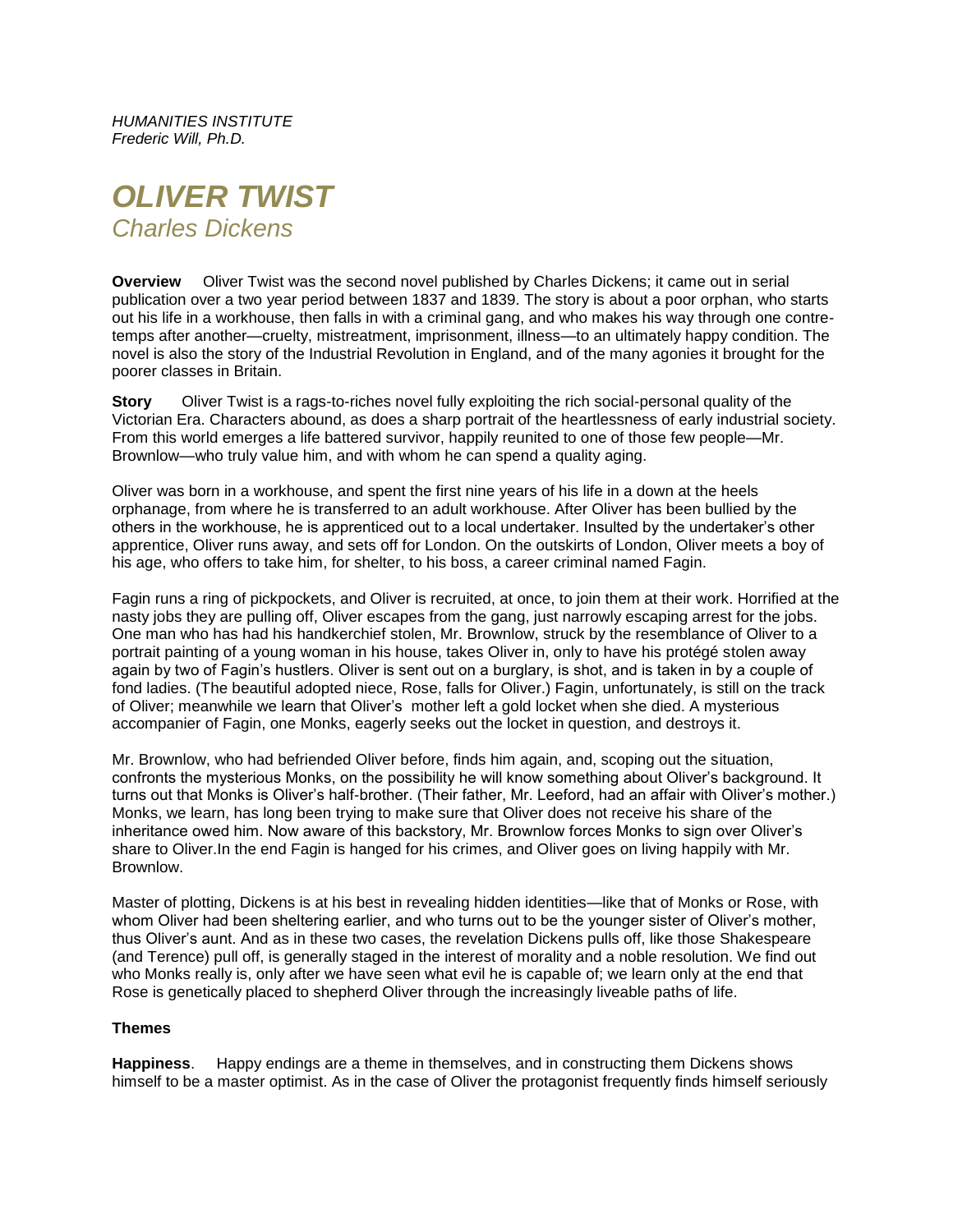*HUMANITIES INSTITUTE*
*Frederic Will, Ph.D.*

# *OLIVER TWIST*
## *Charles Dickens*

**Overview** Oliver Twist was the second novel published by Charles Dickens; it came out in serial publication over a two year period between 1837 and 1839. The story is about a poor orphan, who starts out his life in a workhouse, then falls in with a criminal gang, and who makes his way through one contre-temps after another—cruelty, mistreatment, imprisonment, illness—to an ultimately happy condition. The novel is also the story of the Industrial Revolution in England, and of the many agonies it brought for the poorer classes in Britain.

**Story** Oliver Twist is a rags-to-riches novel fully exploiting the rich social-personal quality of the Victorian Era. Characters abound, as does a sharp portrait of the heartlessness of early industrial society. From this world emerges a life battered survivor, happily reunited to one of those few people—Mr. Brownlow—who truly value him, and with whom he can spend a quality aging.

Oliver was born in a workhouse, and spent the first nine years of his life in a down at the heels orphanage, from where he is transferred to an adult workhouse. After Oliver has been bullied by the others in the workhouse, he is apprenticed out to a local undertaker. Insulted by the undertaker's other apprentice, Oliver runs away, and sets off for London. On the outskirts of London, Oliver meets a boy of his age, who offers to take him, for shelter, to his boss, a career criminal named Fagin.

Fagin runs a ring of pickpockets, and Oliver is recruited, at once, to join them at their work. Horrified at the nasty jobs they are pulling off, Oliver escapes from the gang, just narrowly escaping arrest for the jobs. One man who has had his handkerchief stolen, Mr. Brownlow, struck by the resemblance of Oliver to a portrait painting of a young woman in his house, takes Oliver in, only to have his protégé stolen away again by two of Fagin's hustlers. Oliver is sent out on a burglary, is shot, and is taken in by a couple of fond ladies. (The beautiful adopted niece, Rose, falls for Oliver.) Fagin, unfortunately, is still on the track of Oliver; meanwhile we learn that Oliver's mother left a gold locket when she died. A mysterious accompanier of Fagin, one Monks, eagerly seeks out the locket in question, and destroys it.

Mr. Brownlow, who had befriended Oliver before, finds him again, and, scoping out the situation, confronts the mysterious Monks, on the possibility he will know something about Oliver's background. It turns out that Monks is Oliver's half-brother. (Their father, Mr. Leeford, had an affair with Oliver's mother.) Monks, we learn, has long been trying to make sure that Oliver does not receive his share of the inheritance owed him. Now aware of this backstory, Mr. Brownlow forces Monks to sign over Oliver's share to Oliver.In the end Fagin is hanged for his crimes, and Oliver goes on living happily with Mr. Brownlow.

Master of plotting, Dickens is at his best in revealing hidden identities—like that of Monks or Rose, with whom Oliver had been sheltering earlier, and who turns out to be the younger sister of Oliver's mother, thus Oliver's aunt. And as in these two cases, the revelation Dickens pulls off, like those Shakespeare (and Terence) pull off, is generally staged in the interest of morality and a noble resolution. We find out who Monks really is, only after we have seen what evil he is capable of; we learn only at the end that Rose is genetically placed to shepherd Oliver through the increasingly liveable paths of life.

### Themes

**Happiness**. Happy endings are a theme in themselves, and in constructing them Dickens shows himself to be a master optimist. As in the case of Oliver the protagonist frequently finds himself seriously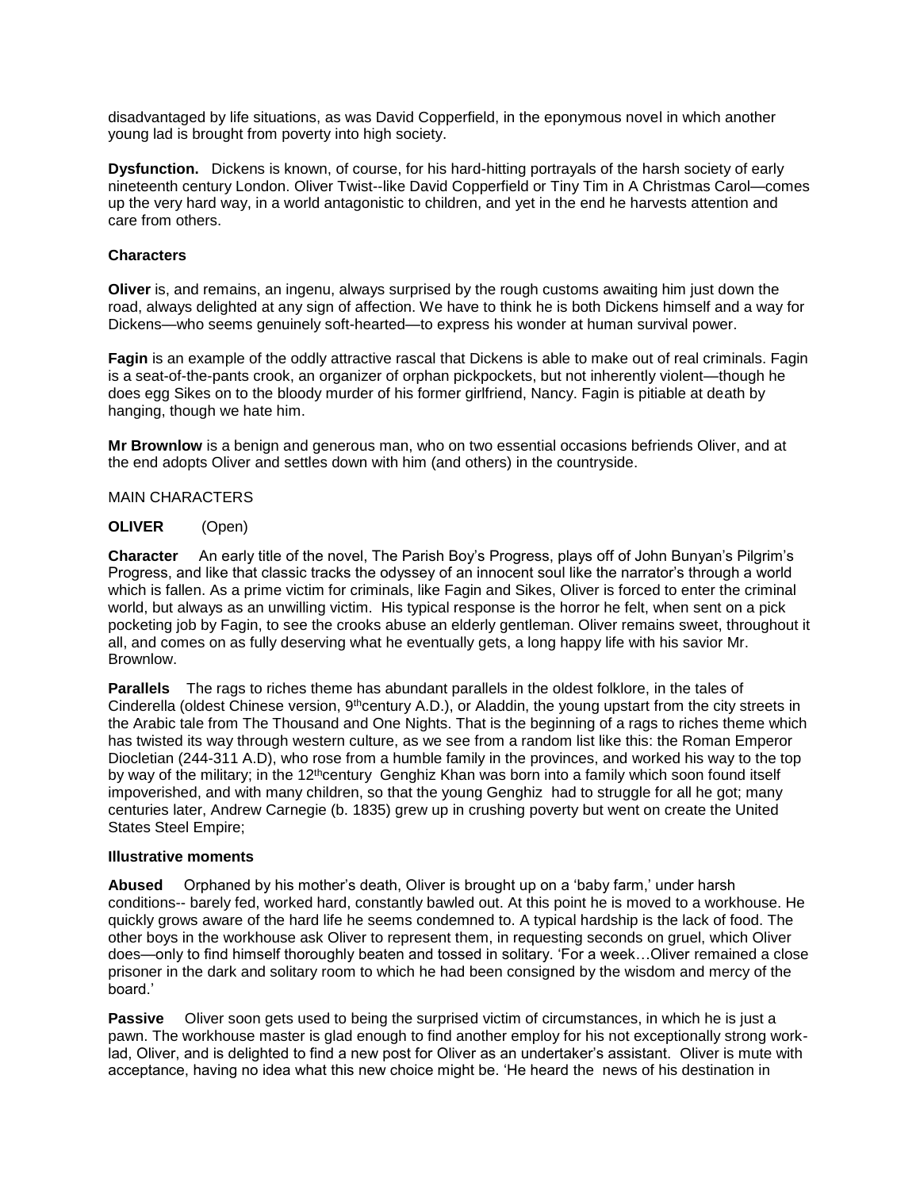disadvantaged by life situations, as was David Copperfield, in the eponymous novel in which another young lad is brought from poverty into high society.

**Dysfunction.** Dickens is known, of course, for his hard-hitting portrayals of the harsh society of early nineteenth century London. Oliver Twist--like David Copperfield or Tiny Tim in A Christmas Carol—comes up the very hard way, in a world antagonistic to children, and yet in the end he harvests attention and care from others.

**Characters**

**Oliver** is, and remains, an ingenu, always surprised by the rough customs awaiting him just down the road, always delighted at any sign of affection. We have to think he is both Dickens himself and a way for Dickens—who seems genuinely soft-hearted—to express his wonder at human survival power.

**Fagin** is an example of the oddly attractive rascal that Dickens is able to make out of real criminals. Fagin is a seat-of-the-pants crook, an organizer of orphan pickpockets, but not inherently violent—though he does egg Sikes on to the bloody murder of his former girlfriend, Nancy. Fagin is pitiable at death by hanging, though we hate him.

**Mr Brownlow** is a benign and generous man, who on two essential occasions befriends Oliver, and at the end adopts Oliver and settles down with him (and others) in the countryside.

MAIN CHARACTERS

**OLIVER** (Open)

**Character** An early title of the novel, The Parish Boy's Progress, plays off of John Bunyan's Pilgrim's Progress, and like that classic tracks the odyssey of an innocent soul like the narrator's through a world which is fallen. As a prime victim for criminals, like Fagin and Sikes, Oliver is forced to enter the criminal world, but always as an unwilling victim. His typical response is the horror he felt, when sent on a pick pocketing job by Fagin, to see the crooks abuse an elderly gentleman. Oliver remains sweet, throughout it all, and comes on as fully deserving what he eventually gets, a long happy life with his savior Mr. Brownlow.

**Parallels** The rags to riches theme has abundant parallels in the oldest folklore, in the tales of Cinderella (oldest Chinese version, 9th century A.D.), or Aladdin, the young upstart from the city streets in the Arabic tale from The Thousand and One Nights. That is the beginning of a rags to riches theme which has twisted its way through western culture, as we see from a random list like this: the Roman Emperor Diocletian (244-311 A.D), who rose from a humble family in the provinces, and worked his way to the top by way of the military; in the 12th century Genghiz Khan was born into a family which soon found itself impoverished, and with many children, so that the young Genghiz had to struggle for all he got; many centuries later, Andrew Carnegie (b. 1835) grew up in crushing poverty but went on create the United States Steel Empire;

**Illustrative moments**

**Abused** Orphaned by his mother's death, Oliver is brought up on a 'baby farm,' under harsh conditions-- barely fed, worked hard, constantly bawled out. At this point he is moved to a workhouse. He quickly grows aware of the hard life he seems condemned to. A typical hardship is the lack of food. The other boys in the workhouse ask Oliver to represent them, in requesting seconds on gruel, which Oliver does—only to find himself thoroughly beaten and tossed in solitary. 'For a week…Oliver remained a close prisoner in the dark and solitary room to which he had been consigned by the wisdom and mercy of the board.'

**Passive** Oliver soon gets used to being the surprised victim of circumstances, in which he is just a pawn. The workhouse master is glad enough to find another employ for his not exceptionally strong work-lad, Oliver, and is delighted to find a new post for Oliver as an undertaker's assistant. Oliver is mute with acceptance, having no idea what this new choice might be. 'He heard the news of his destination in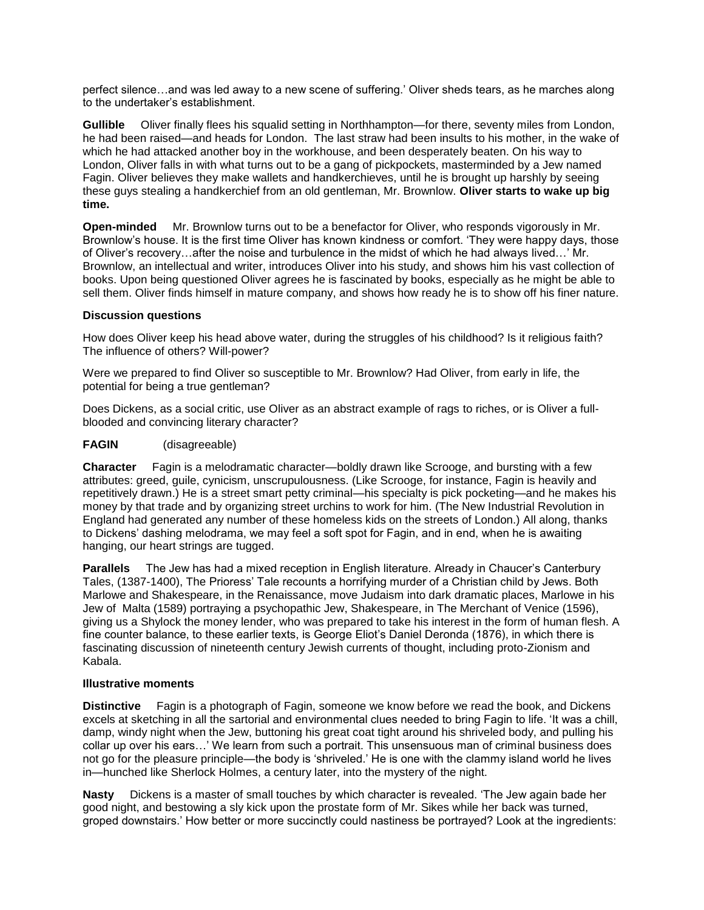perfect silence…and was led away to a new scene of suffering.' Oliver sheds tears, as he marches along to the undertaker's establishment.

**Gullible** Oliver finally flees his squalid setting in Northhampton—for there, seventy miles from London, he had been raised—and heads for London. The last straw had been insults to his mother, in the wake of which he had attacked another boy in the workhouse, and been desperately beaten. On his way to London, Oliver falls in with what turns out to be a gang of pickpockets, masterminded by a Jew named Fagin. Oliver believes they make wallets and handkerchieves, until he is brought up harshly by seeing these guys stealing a handkerchief from an old gentleman, Mr. Brownlow. **Oliver starts to wake up big time.**

**Open-minded** Mr. Brownlow turns out to be a benefactor for Oliver, who responds vigorously in Mr. Brownlow's house. It is the first time Oliver has known kindness or comfort. 'They were happy days, those of Oliver's recovery…after the noise and turbulence in the midst of which he had always lived…' Mr. Brownlow, an intellectual and writer, introduces Oliver into his study, and shows him his vast collection of books. Upon being questioned Oliver agrees he is fascinated by books, especially as he might be able to sell them. Oliver finds himself in mature company, and shows how ready he is to show off his finer nature.

**Discussion questions**

How does Oliver keep his head above water, during the struggles of his childhood? Is it religious faith? The influence of others? Will-power?

Were we prepared to find Oliver so susceptible to Mr. Brownlow? Had Oliver, from early in life, the potential for being a true gentleman?

Does Dickens, as a social critic, use Oliver as an abstract example of rags to riches, or is Oliver a full-blooded and convincing literary character?

**FAGIN** (disagreeable)

**Character** Fagin is a melodramatic character—boldly drawn like Scrooge, and bursting with a few attributes: greed, guile, cynicism, unscrupulousness. (Like Scrooge, for instance, Fagin is heavily and repetitively drawn.) He is a street smart petty criminal—his specialty is pick pocketing—and he makes his money by that trade and by organizing street urchins to work for him. (The New Industrial Revolution in England had generated any number of these homeless kids on the streets of London.) All along, thanks to Dickens' dashing melodrama, we may feel a soft spot for Fagin, and in end, when he is awaiting hanging, our heart strings are tugged.

**Parallels** The Jew has had a mixed reception in English literature. Already in Chaucer's Canterbury Tales, (1387-1400), The Prioress' Tale recounts a horrifying murder of a Christian child by Jews. Both Marlowe and Shakespeare, in the Renaissance, move Judaism into dark dramatic places, Marlowe in his Jew of Malta (1589) portraying a psychopathic Jew, Shakespeare, in The Merchant of Venice (1596), giving us a Shylock the money lender, who was prepared to take his interest in the form of human flesh. A fine counter balance, to these earlier texts, is George Eliot's Daniel Deronda (1876), in which there is fascinating discussion of nineteenth century Jewish currents of thought, including proto-Zionism and Kabala.

**Illustrative moments**

**Distinctive** Fagin is a photograph of Fagin, someone we know before we read the book, and Dickens excels at sketching in all the sartorial and environmental clues needed to bring Fagin to life. 'It was a chill, damp, windy night when the Jew, buttoning his great coat tight around his shriveled body, and pulling his collar up over his ears…' We learn from such a portrait. This unsensuous man of criminal business does not go for the pleasure principle—the body is 'shriveled.' He is one with the clammy island world he lives in—hunched like Sherlock Holmes, a century later, into the mystery of the night.

**Nasty** Dickens is a master of small touches by which character is revealed. 'The Jew again bade her good night, and bestowing a sly kick upon the prostate form of Mr. Sikes while her back was turned, groped downstairs.' How better or more succinctly could nastiness be portrayed? Look at the ingredients: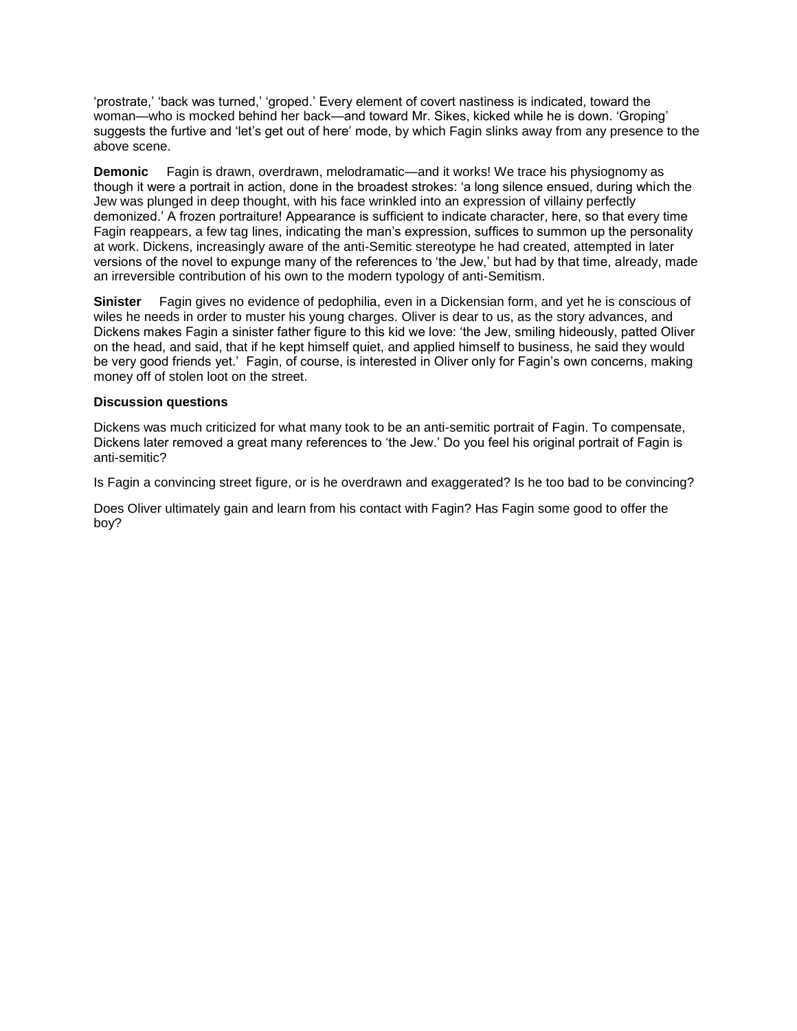'prostrate,' 'back was turned,' 'groped.' Every element of covert nastiness is indicated, toward the woman—who is mocked behind her back—and toward Mr. Sikes, kicked while he is down. 'Groping' suggests the furtive and 'let's get out of here' mode, by which Fagin slinks away from any presence to the above scene.

**Demonic** Fagin is drawn, overdrawn, melodramatic—and it works! We trace his physiognomy as though it were a portrait in action, done in the broadest strokes: 'a long silence ensued, during which the Jew was plunged in deep thought, with his face wrinkled into an expression of villainy perfectly demonized.' A frozen portraiture! Appearance is sufficient to indicate character, here, so that every time Fagin reappears, a few tag lines, indicating the man's expression, suffices to summon up the personality at work. Dickens, increasingly aware of the anti-Semitic stereotype he had created, attempted in later versions of the novel to expunge many of the references to 'the Jew,' but had by that time, already, made an irreversible contribution of his own to the modern typology of anti-Semitism.

**Sinister** Fagin gives no evidence of pedophilia, even in a Dickensian form, and yet he is conscious of wiles he needs in order to muster his young charges. Oliver is dear to us, as the story advances, and Dickens makes Fagin a sinister father figure to this kid we love: 'the Jew, smiling hideously, patted Oliver on the head, and said, that if he kept himself quiet, and applied himself to business, he said they would be very good friends yet.' Fagin, of course, is interested in Oliver only for Fagin's own concerns, making money off of stolen loot on the street.

**Discussion questions**

Dickens was much criticized for what many took to be an anti-semitic portrait of Fagin. To compensate, Dickens later removed a great many references to 'the Jew.' Do you feel his original portrait of Fagin is anti-semitic?

Is Fagin a convincing street figure, or is he overdrawn and exaggerated? Is he too bad to be convincing?

Does Oliver ultimately gain and learn from his contact with Fagin? Has Fagin some good to offer the boy?